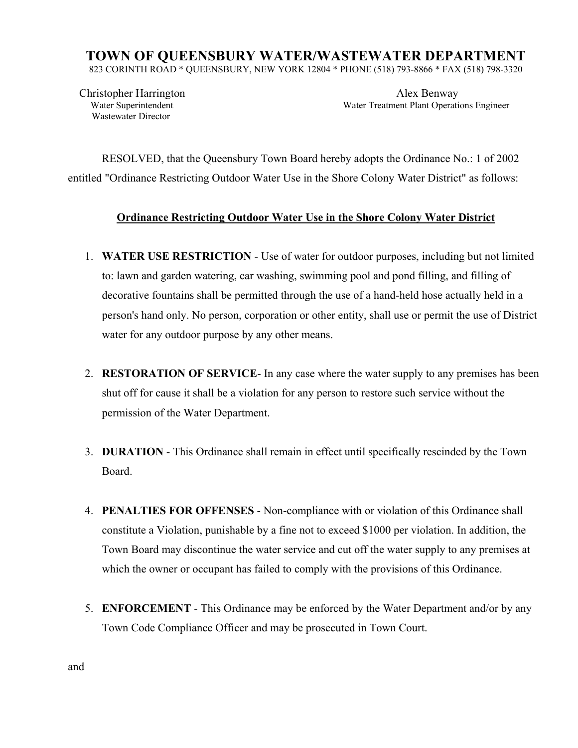# TOWN OF QUEENSBURY WATER/WASTEWATER DEPARTMENT

823 CORINTH ROAD * QUEENSBURY, NEW YORK 12804 * PHONE (518) 793-8866 * FAX (518) 798-3320

Christopher Harrington
Water Superintendent
Wastewater Director

Alex Benway
Water Treatment Plant Operations Engineer

RESOLVED, that the Queensbury Town Board hereby adopts the Ordinance No.: 1 of 2002 entitled "Ordinance Restricting Outdoor Water Use in the Shore Colony Water District" as follows:

**<u>Ordinance Restricting Outdoor Water Use in the Shore Colony Water District</u>**

1. **WATER USE RESTRICTION** - Use of water for outdoor purposes, including but not limited to: lawn and garden watering, car washing, swimming pool and pond filling, and filling of decorative fountains shall be permitted through the use of a hand-held hose actually held in a person's hand only. No person, corporation or other entity, shall use or permit the use of District water for any outdoor purpose by any other means.

2. **RESTORATION OF SERVICE**- In any case where the water supply to any premises has been shut off for cause it shall be a violation for any person to restore such service without the permission of the Water Department.

3. **DURATION** - This Ordinance shall remain in effect until specifically rescinded by the Town Board.

4. **PENALTIES FOR OFFENSES** - Non-compliance with or violation of this Ordinance shall constitute a Violation, punishable by a fine not to exceed $1000 per violation. In addition, the Town Board may discontinue the water service and cut off the water supply to any premises at which the owner or occupant has failed to comply with the provisions of this Ordinance.

5. **ENFORCEMENT** - This Ordinance may be enforced by the Water Department and/or by any Town Code Compliance Officer and may be prosecuted in Town Court.

and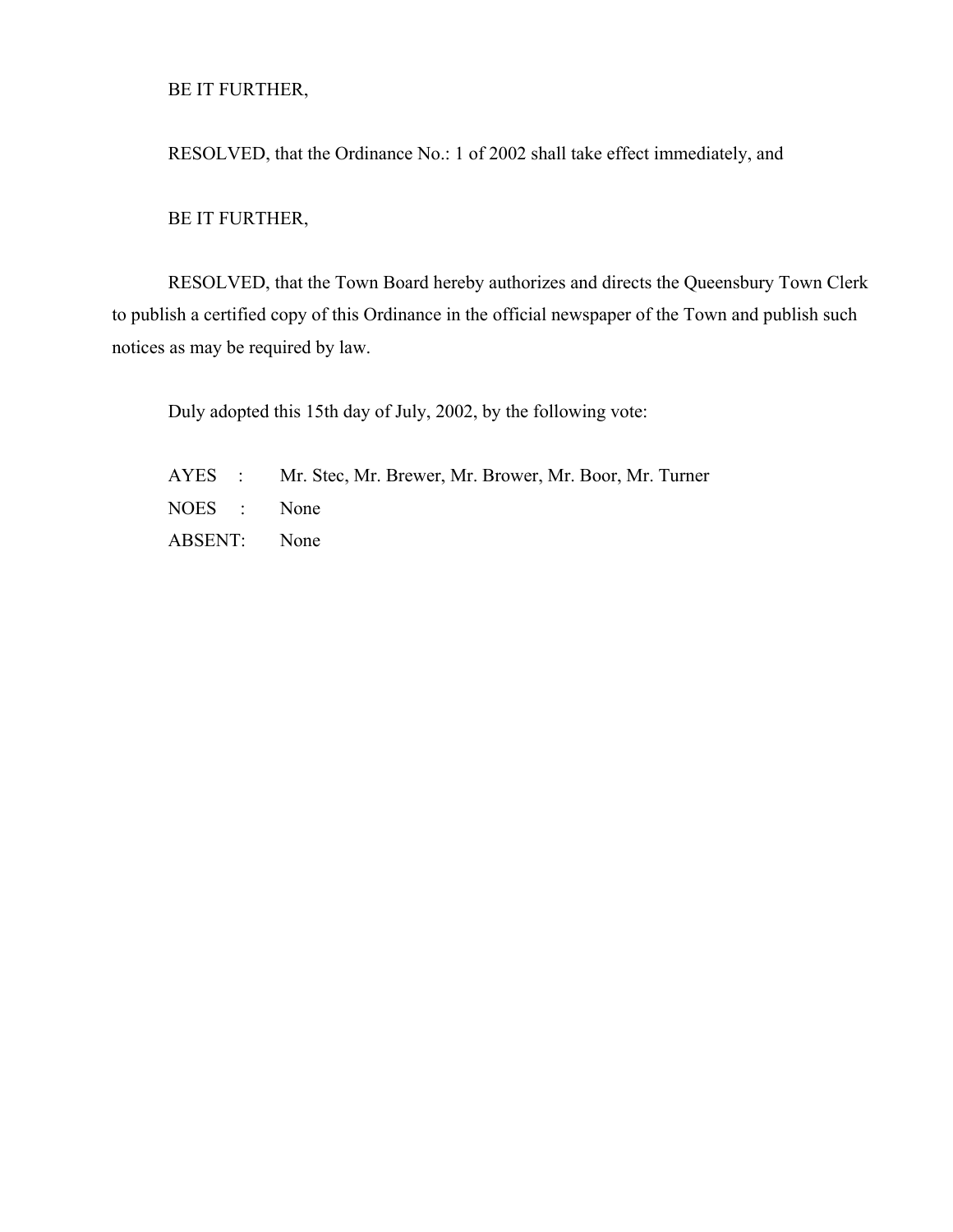BE IT FURTHER,

RESOLVED, that the Ordinance No.: 1 of 2002 shall take effect immediately, and

BE IT FURTHER,

RESOLVED, that the Town Board hereby authorizes and directs the Queensbury Town Clerk to publish a certified copy of this Ordinance in the official newspaper of the Town and publish such notices as may be required by law.

Duly adopted this 15th day of July, 2002, by the following vote:

AYES : Mr. Stec, Mr. Brewer, Mr. Brower, Mr. Boor, Mr. Turner

NOES : None

ABSENT: None